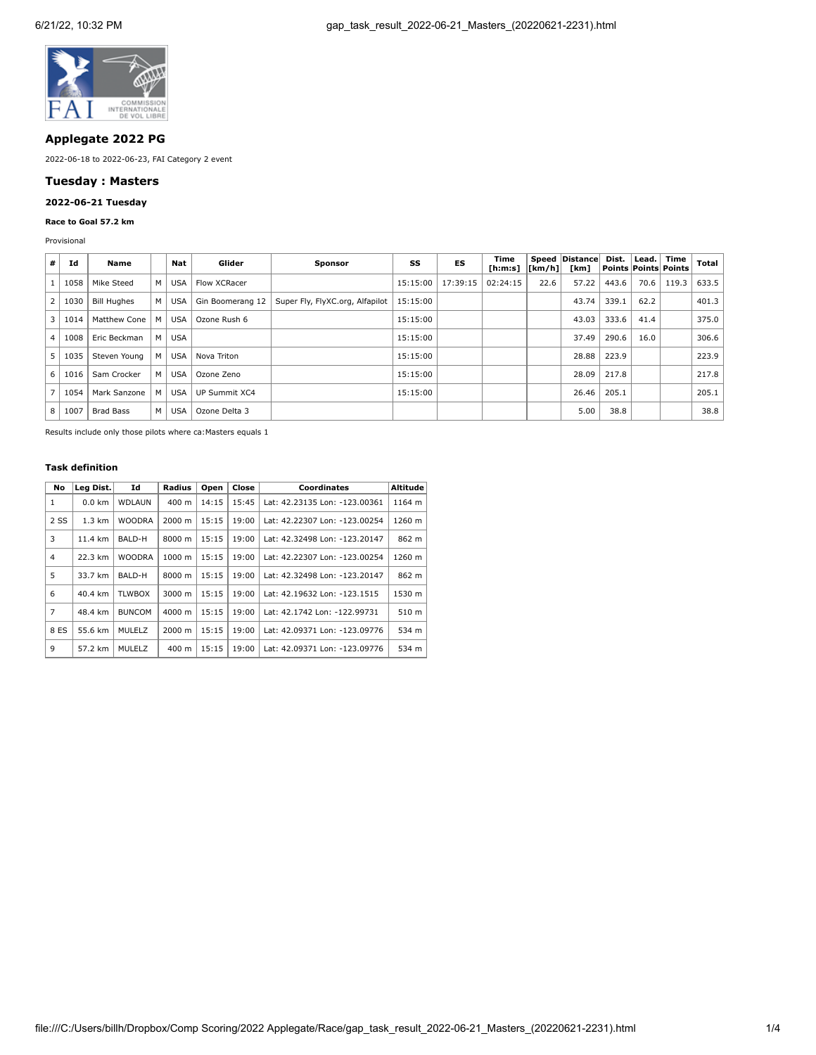## Applegate 2022 PG

2022-06-18 to 2022-06-23, FAI Category 2 event

## Tuesday : Masters

### 2022-06-21 Tuesday

#### Race to Goal 57.2 km

Provisional

| # | Id | Name | | Nat | Glider | Sponsor | SS | ES | Time [h:m:s] | Speed [km/h] | Distance [km] | Dist. Points | Lead. Points | Time Points | Total |
|---|---|---|---|---|---|---|---|---|---|---|---|---|---|---|---|
| 1 | 1058 | Mike Steed | M | USA | Flow XCRacer | | 15:15:00 | 17:39:15 | 02:24:15 | 22.6 | 57.22 | 443.6 | 70.6 | 119.3 | 633.5 |
| 2 | 1030 | Bill Hughes | M | USA | Gin Boomerang 12 | Super Fly, FlyXC.org, Alfapilot | 15:15:00 | | | | 43.74 | 339.1 | 62.2 | | 401.3 |
| 3 | 1014 | Matthew Cone | M | USA | Ozone Rush 6 | | 15:15:00 | | | | 43.03 | 333.6 | 41.4 | | 375.0 |
| 4 | 1008 | Eric Beckman | M | USA | | | 15:15:00 | | | | 37.49 | 290.6 | 16.0 | | 306.6 |
| 5 | 1035 | Steven Young | M | USA | Nova Triton | | 15:15:00 | | | | 28.88 | 223.9 | | | 223.9 |
| 6 | 1016 | Sam Crocker | M | USA | Ozone Zeno | | 15:15:00 | | | | 28.09 | 217.8 | | | 217.8 |
| 7 | 1054 | Mark Sanzone | M | USA | UP Summit XC4 | | 15:15:00 | | | | 26.46 | 205.1 | | | 205.1 |
| 8 | 1007 | Brad Bass | M | USA | Ozone Delta 3 | | | | | | 5.00 | 38.8 | | | 38.8 |

Results include only those pilots where ca:Masters equals 1

#### Task definition

| No | Leg Dist. | Id | Radius | Open | Close | Coordinates | Altitude |
|---|---|---|---|---|---|---|---|
| 1 | 0.0 km | WDLAUN | 400 m | 14:15 | 15:45 | Lat: 42.23135 Lon: -123.00361 | 1164 m |
| 2 SS | 1.3 km | WOODRA | 2000 m | 15:15 | 19:00 | Lat: 42.22307 Lon: -123.00254 | 1260 m |
| 3 | 11.4 km | BALD-H | 8000 m | 15:15 | 19:00 | Lat: 42.32498 Lon: -123.20147 | 862 m |
| 4 | 22.3 km | WOODRA | 1000 m | 15:15 | 19:00 | Lat: 42.22307 Lon: -123.00254 | 1260 m |
| 5 | 33.7 km | BALD-H | 8000 m | 15:15 | 19:00 | Lat: 42.32498 Lon: -123.20147 | 862 m |
| 6 | 40.4 km | TLWBOX | 3000 m | 15:15 | 19:00 | Lat: 42.19632 Lon: -123.1515 | 1530 m |
| 7 | 48.4 km | BUNCOM | 4000 m | 15:15 | 19:00 | Lat: 42.1742 Lon: -122.99731 | 510 m |
| 8 ES | 55.6 km | MULELZ | 2000 m | 15:15 | 19:00 | Lat: 42.09371 Lon: -123.09776 | 534 m |
| 9 | 57.2 km | MULELZ | 400 m | 15:15 | 19:00 | Lat: 42.09371 Lon: -123.09776 | 534 m |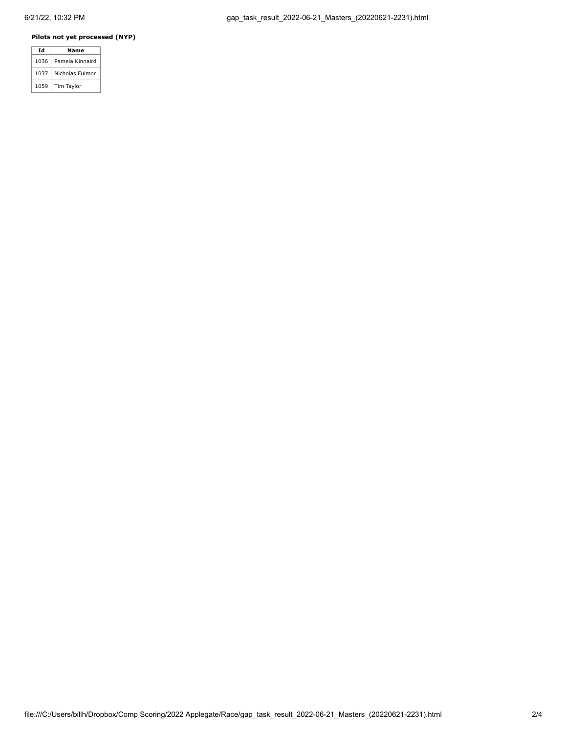**Pilots not yet processed (NYP)**

| Id | Name |
|---|---|
| 1036 | Pamela Kinnaird |
| 1037 | Nicholas Fulmor |
| 1059 | Tim Taylor |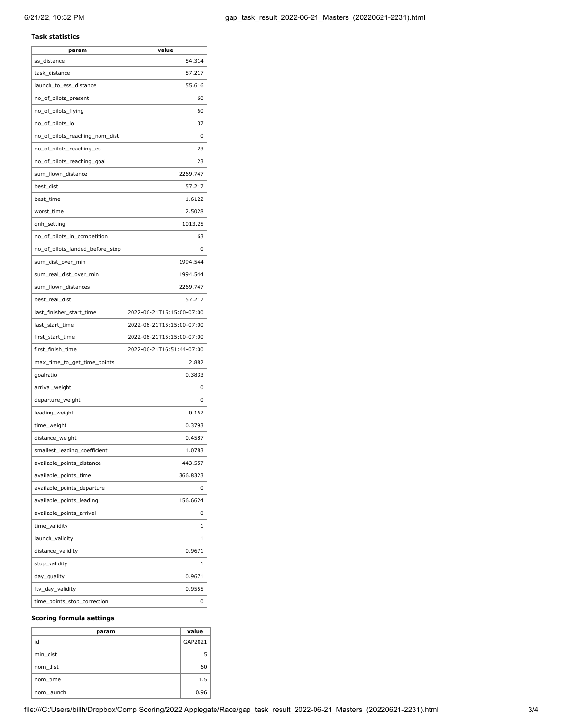### Task statistics

| param | value |
|---|---|
| ss_distance | 54.314 |
| task_distance | 57.217 |
| launch_to_ess_distance | 55.616 |
| no_of_pilots_present | 60 |
| no_of_pilots_flying | 60 |
| no_of_pilots_lo | 37 |
| no_of_pilots_reaching_nom_dist | 0 |
| no_of_pilots_reaching_es | 23 |
| no_of_pilots_reaching_goal | 23 |
| sum_flown_distance | 2269.747 |
| best_dist | 57.217 |
| best_time | 1.6122 |
| worst_time | 2.5028 |
| qnh_setting | 1013.25 |
| no_of_pilots_in_competition | 63 |
| no_of_pilots_landed_before_stop | 0 |
| sum_dist_over_min | 1994.544 |
| sum_real_dist_over_min | 1994.544 |
| sum_flown_distances | 2269.747 |
| best_real_dist | 57.217 |
| last_finisher_start_time | 2022-06-21T15:15:00-07:00 |
| last_start_time | 2022-06-21T15:15:00-07:00 |
| first_start_time | 2022-06-21T15:15:00-07:00 |
| first_finish_time | 2022-06-21T16:51:44-07:00 |
| max_time_to_get_time_points | 2.882 |
| goalratio | 0.3833 |
| arrival_weight | 0 |
| departure_weight | 0 |
| leading_weight | 0.162 |
| time_weight | 0.3793 |
| distance_weight | 0.4587 |
| smallest_leading_coefficient | 1.0783 |
| available_points_distance | 443.557 |
| available_points_time | 366.8323 |
| available_points_departure | 0 |
| available_points_leading | 156.6624 |
| available_points_arrival | 0 |
| time_validity | 1 |
| launch_validity | 1 |
| distance_validity | 0.9671 |
| stop_validity | 1 |
| day_quality | 0.9671 |
| ftv_day_validity | 0.9555 |
| time_points_stop_correction | 0 |

### Scoring formula settings

| param | value |
|---|---|
| id | GAP2021 |
| min_dist | 5 |
| nom_dist | 60 |
| nom_time | 1.5 |
| nom_launch | 0.96 |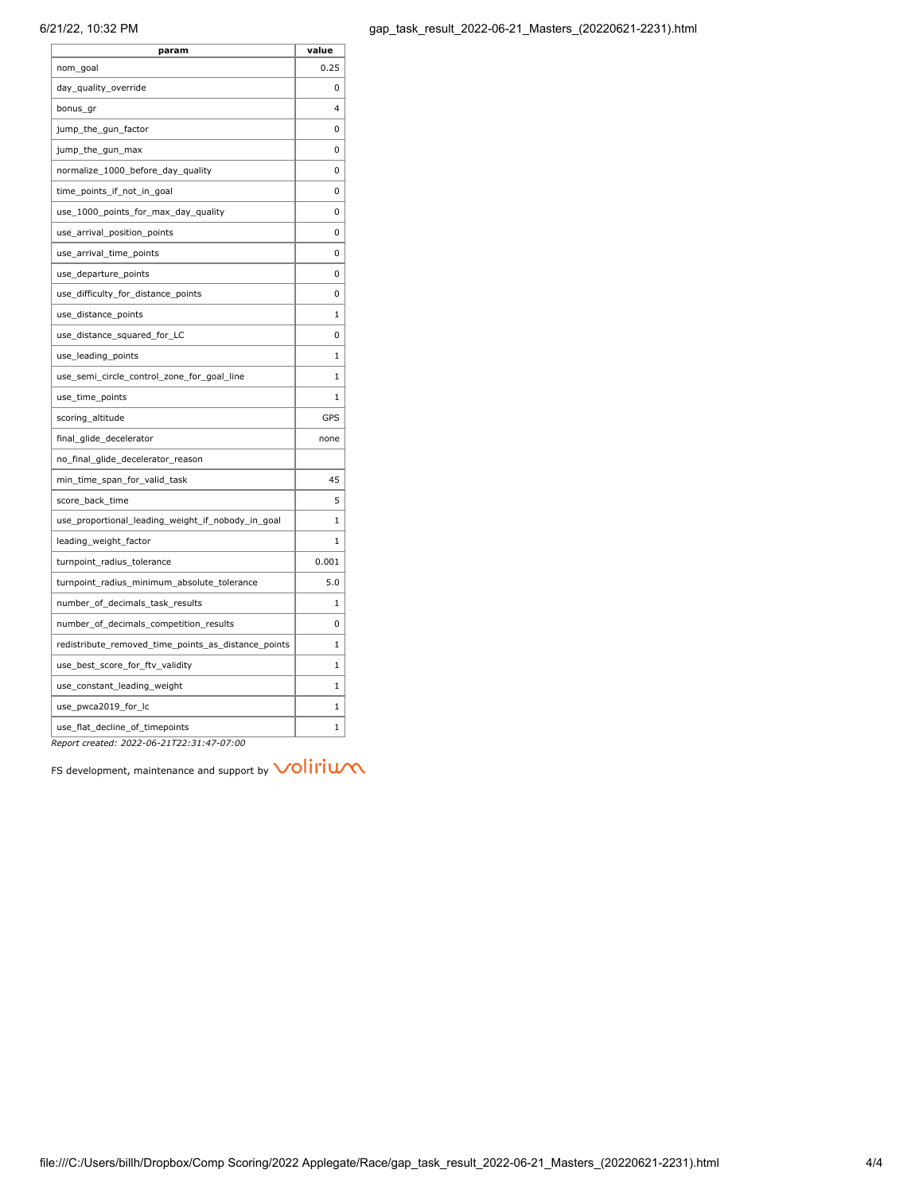| param | value |
|---|---|
| nom_goal | 0.25 |
| day_quality_override | 0 |
| bonus_gr | 4 |
| jump_the_gun_factor | 0 |
| jump_the_gun_max | 0 |
| normalize_1000_before_day_quality | 0 |
| time_points_if_not_in_goal | 0 |
| use_1000_points_for_max_day_quality | 0 |
| use_arrival_position_points | 0 |
| use_arrival_time_points | 0 |
| use_departure_points | 0 |
| use_difficulty_for_distance_points | 0 |
| use_distance_points | 1 |
| use_distance_squared_for_LC | 0 |
| use_leading_points | 1 |
| use_semi_circle_control_zone_for_goal_line | 1 |
| use_time_points | 1 |
| scoring_altitude | GPS |
| final_glide_decelerator | none |
| no_final_glide_decelerator_reason | |
| min_time_span_for_valid_task | 45 |
| score_back_time | 5 |
| use_proportional_leading_weight_if_nobody_in_goal | 1 |
| leading_weight_factor | 1 |
| turnpoint_radius_tolerance | 0.001 |
| turnpoint_radius_minimum_absolute_tolerance | 5.0 |
| number_of_decimals_task_results | 1 |
| number_of_decimals_competition_results | 0 |
| redistribute_removed_time_points_as_distance_points | 1 |
| use_best_score_for_ftv_validity | 1 |
| use_constant_leading_weight | 1 |
| use_pwca2019_for_lc | 1 |
| use_flat_decline_of_timepoints | 1 |

*Report created: 2022-06-21T22:31:47-07:00*

FS development, maintenance and support by volirium